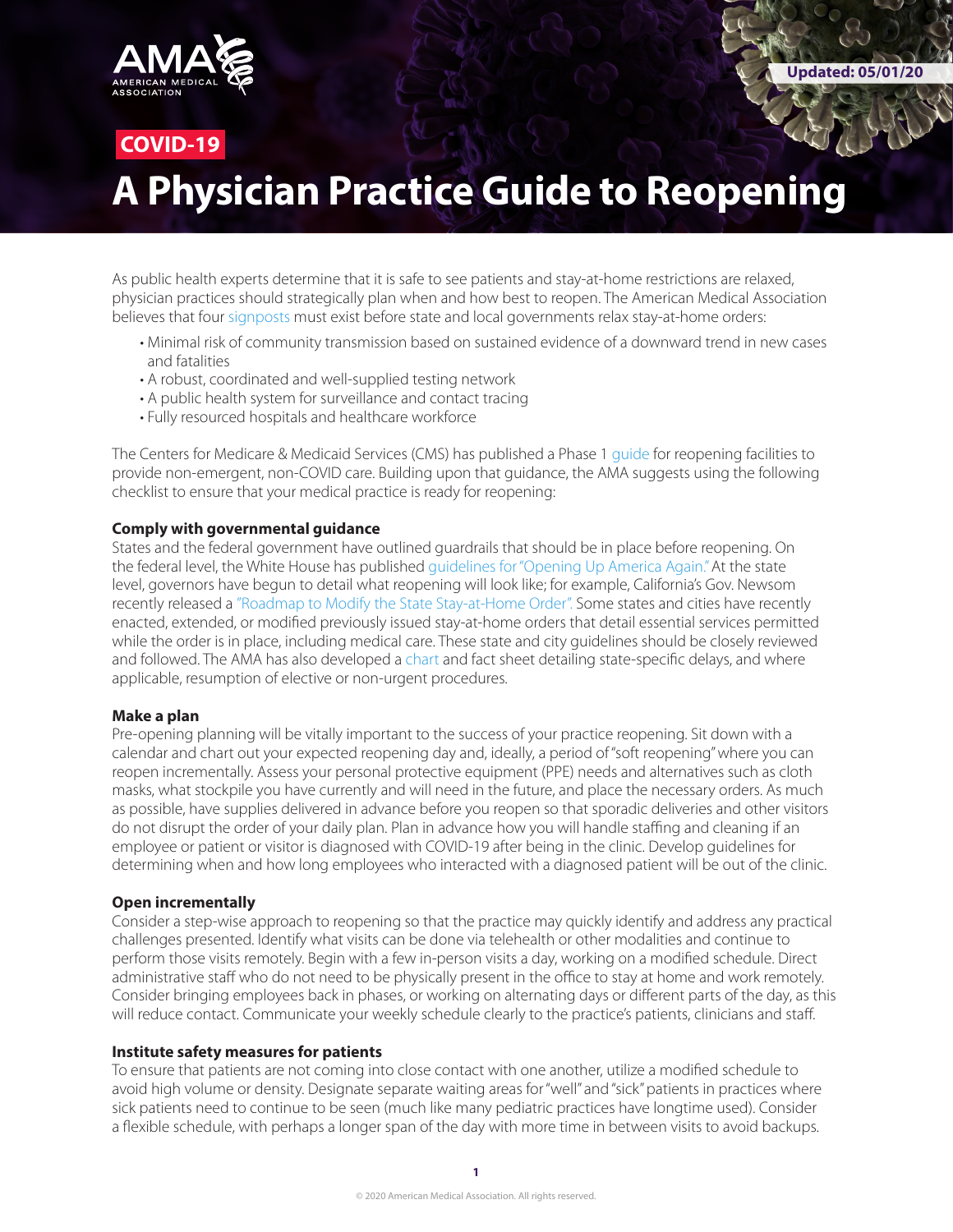AMA AMERICAN MEDICAL ASSOCIATION

Updated: 05/01/20

COVID-19

# A Physician Practice Guide to Reopening

As public health experts determine that it is safe to see patients and stay-at-home restrictions are relaxed, physician practices should strategically plan when and how best to reopen. The American Medical Association believes that four signposts must exist before state and local governments relax stay-at-home orders:

- Minimal risk of community transmission based on sustained evidence of a downward trend in new cases and fatalities
- A robust, coordinated and well-supplied testing network
- A public health system for surveillance and contact tracing
- Fully resourced hospitals and healthcare workforce

The Centers for Medicare & Medicaid Services (CMS) has published a Phase 1 guide for reopening facilities to provide non-emergent, non-COVID care. Building upon that guidance, the AMA suggests using the following checklist to ensure that your medical practice is ready for reopening:

**Comply with governmental guidance**

States and the federal government have outlined guardrails that should be in place before reopening. On the federal level, the White House has published guidelines for "Opening Up America Again." At the state level, governors have begun to detail what reopening will look like; for example, California's Gov. Newsom recently released a "Roadmap to Modify the State Stay-at-Home Order". Some states and cities have recently enacted, extended, or modified previously issued stay-at-home orders that detail essential services permitted while the order is in place, including medical care. These state and city guidelines should be closely reviewed and followed. The AMA has also developed a chart and fact sheet detailing state-specific delays, and where applicable, resumption of elective or non-urgent procedures.

**Make a plan**

Pre-opening planning will be vitally important to the success of your practice reopening. Sit down with a calendar and chart out your expected reopening day and, ideally, a period of "soft reopening" where you can reopen incrementally. Assess your personal protective equipment (PPE) needs and alternatives such as cloth masks, what stockpile you have currently and will need in the future, and place the necessary orders. As much as possible, have supplies delivered in advance before you reopen so that sporadic deliveries and other visitors do not disrupt the order of your daily plan. Plan in advance how you will handle staffing and cleaning if an employee or patient or visitor is diagnosed with COVID-19 after being in the clinic. Develop guidelines for determining when and how long employees who interacted with a diagnosed patient will be out of the clinic.

**Open incrementally**

Consider a step-wise approach to reopening so that the practice may quickly identify and address any practical challenges presented. Identify what visits can be done via telehealth or other modalities and continue to perform those visits remotely. Begin with a few in-person visits a day, working on a modified schedule. Direct administrative staff who do not need to be physically present in the office to stay at home and work remotely. Consider bringing employees back in phases, or working on alternating days or different parts of the day, as this will reduce contact. Communicate your weekly schedule clearly to the practice's patients, clinicians and staff.

**Institute safety measures for patients**

To ensure that patients are not coming into close contact with one another, utilize a modified schedule to avoid high volume or density. Designate separate waiting areas for "well" and "sick" patients in practices where sick patients need to continue to be seen (much like many pediatric practices have longtime used). Consider a flexible schedule, with perhaps a longer span of the day with more time in between visits to avoid backups.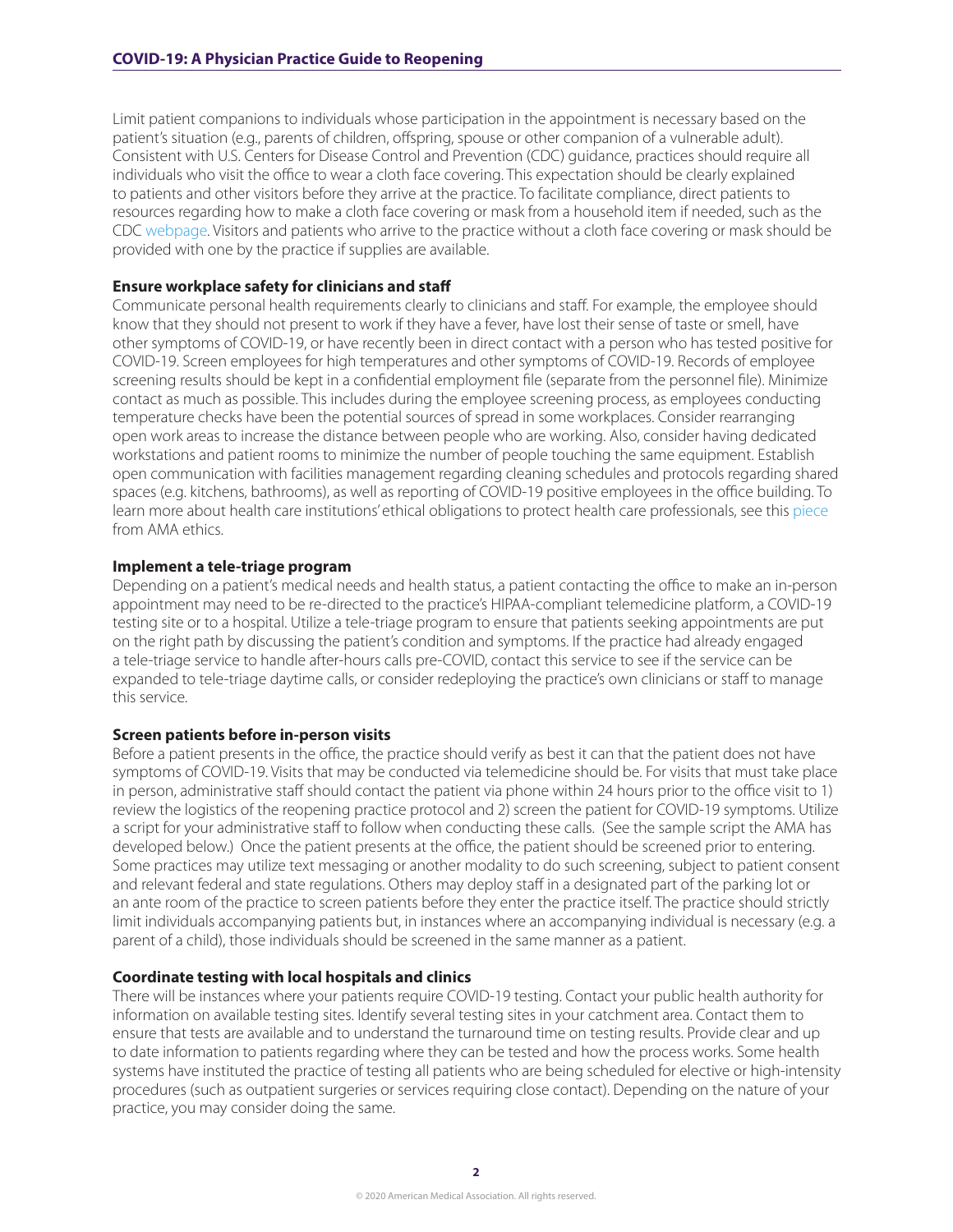Limit patient companions to individuals whose participation in the appointment is necessary based on the patient's situation (e.g., parents of children, offspring, spouse or other companion of a vulnerable adult). Consistent with U.S. Centers for Disease Control and Prevention (CDC) guidance, practices should require all individuals who visit the office to wear a cloth face covering. This expectation should be clearly explained to patients and other visitors before they arrive at the practice. To facilitate compliance, direct patients to resources regarding how to make a cloth face covering or mask from a household item if needed, such as the CDC webpage. Visitors and patients who arrive to the practice without a cloth face covering or mask should be provided with one by the practice if supplies are available.

**Ensure workplace safety for clinicians and staff**

Communicate personal health requirements clearly to clinicians and staff. For example, the employee should know that they should not present to work if they have a fever, have lost their sense of taste or smell, have other symptoms of COVID-19, or have recently been in direct contact with a person who has tested positive for COVID-19. Screen employees for high temperatures and other symptoms of COVID-19. Records of employee screening results should be kept in a confidential employment file (separate from the personnel file). Minimize contact as much as possible. This includes during the employee screening process, as employees conducting temperature checks have been the potential sources of spread in some workplaces. Consider rearranging open work areas to increase the distance between people who are working. Also, consider having dedicated workstations and patient rooms to minimize the number of people touching the same equipment. Establish open communication with facilities management regarding cleaning schedules and protocols regarding shared spaces (e.g. kitchens, bathrooms), as well as reporting of COVID-19 positive employees in the office building. To learn more about health care institutions' ethical obligations to protect health care professionals, see this piece from AMA ethics.

**Implement a tele-triage program**

Depending on a patient's medical needs and health status, a patient contacting the office to make an in-person appointment may need to be re-directed to the practice's HIPAA-compliant telemedicine platform, a COVID-19 testing site or to a hospital. Utilize a tele-triage program to ensure that patients seeking appointments are put on the right path by discussing the patient's condition and symptoms. If the practice had already engaged a tele-triage service to handle after-hours calls pre-COVID, contact this service to see if the service can be expanded to tele-triage daytime calls, or consider redeploying the practice's own clinicians or staff to manage this service.

**Screen patients before in-person visits**

Before a patient presents in the office, the practice should verify as best it can that the patient does not have symptoms of COVID-19. Visits that may be conducted via telemedicine should be. For visits that must take place in person, administrative staff should contact the patient via phone within 24 hours prior to the office visit to 1) review the logistics of the reopening practice protocol and 2) screen the patient for COVID-19 symptoms. Utilize a script for your administrative staff to follow when conducting these calls. (See the sample script the AMA has developed below.) Once the patient presents at the office, the patient should be screened prior to entering. Some practices may utilize text messaging or another modality to do such screening, subject to patient consent and relevant federal and state regulations. Others may deploy staff in a designated part of the parking lot or an ante room of the practice to screen patients before they enter the practice itself. The practice should strictly limit individuals accompanying patients but, in instances where an accompanying individual is necessary (e.g. a parent of a child), those individuals should be screened in the same manner as a patient.

**Coordinate testing with local hospitals and clinics**

There will be instances where your patients require COVID-19 testing. Contact your public health authority for information on available testing sites. Identify several testing sites in your catchment area. Contact them to ensure that tests are available and to understand the turnaround time on testing results. Provide clear and up to date information to patients regarding where they can be tested and how the process works. Some health systems have instituted the practice of testing all patients who are being scheduled for elective or high-intensity procedures (such as outpatient surgeries or services requiring close contact). Depending on the nature of your practice, you may consider doing the same.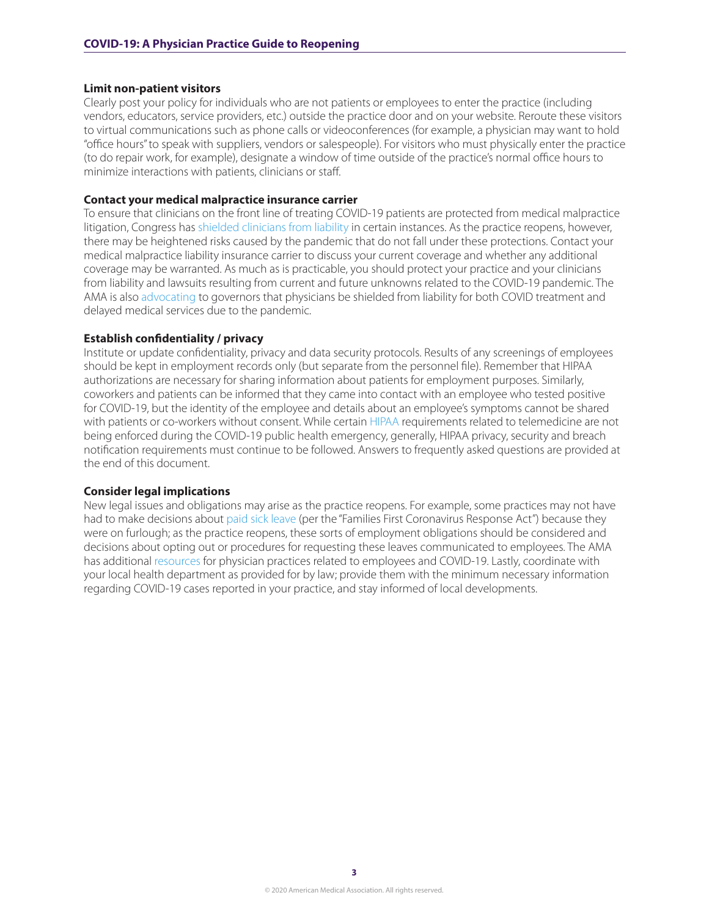**Limit non-patient visitors**

Clearly post your policy for individuals who are not patients or employees to enter the practice (including vendors, educators, service providers, etc.) outside the practice door and on your website. Reroute these visitors to virtual communications such as phone calls or videoconferences (for example, a physician may want to hold "office hours" to speak with suppliers, vendors or salespeople). For visitors who must physically enter the practice (to do repair work, for example), designate a window of time outside of the practice's normal office hours to minimize interactions with patients, clinicians or staff.

**Contact your medical malpractice insurance carrier**

To ensure that clinicians on the front line of treating COVID-19 patients are protected from medical malpractice litigation, Congress has shielded clinicians from liability in certain instances. As the practice reopens, however, there may be heightened risks caused by the pandemic that do not fall under these protections. Contact your medical malpractice liability insurance carrier to discuss your current coverage and whether any additional coverage may be warranted. As much as is practicable, you should protect your practice and your clinicians from liability and lawsuits resulting from current and future unknowns related to the COVID-19 pandemic. The AMA is also advocating to governors that physicians be shielded from liability for both COVID treatment and delayed medical services due to the pandemic.

**Establish confidentiality / privacy**

Institute or update confidentiality, privacy and data security protocols. Results of any screenings of employees should be kept in employment records only (but separate from the personnel file). Remember that HIPAA authorizations are necessary for sharing information about patients for employment purposes. Similarly, coworkers and patients can be informed that they came into contact with an employee who tested positive for COVID-19, but the identity of the employee and details about an employee's symptoms cannot be shared with patients or co-workers without consent. While certain HIPAA requirements related to telemedicine are not being enforced during the COVID-19 public health emergency, generally, HIPAA privacy, security and breach notification requirements must continue to be followed. Answers to frequently asked questions are provided at the end of this document.

**Consider legal implications**

New legal issues and obligations may arise as the practice reopens. For example, some practices may not have had to make decisions about paid sick leave (per the "Families First Coronavirus Response Act") because they were on furlough; as the practice reopens, these sorts of employment obligations should be considered and decisions about opting out or procedures for requesting these leaves communicated to employees. The AMA has additional resources for physician practices related to employees and COVID-19. Lastly, coordinate with your local health department as provided for by law; provide them with the minimum necessary information regarding COVID-19 cases reported in your practice, and stay informed of local developments.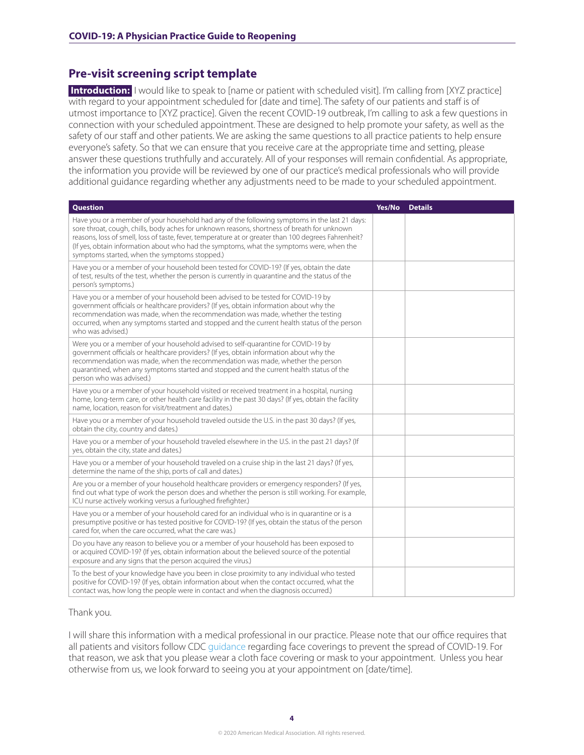## Pre-visit screening script template

**Introduction:** I would like to speak to [name or patient with scheduled visit]. I'm calling from [XYZ practice] with regard to your appointment scheduled for [date and time]. The safety of our patients and staff is of utmost importance to [XYZ practice]. Given the recent COVID-19 outbreak, I'm calling to ask a few questions in connection with your scheduled appointment. These are designed to help promote your safety, as well as the safety of our staff and other patients. We are asking the same questions to all practice patients to help ensure everyone's safety. So that we can ensure that you receive care at the appropriate time and setting, please answer these questions truthfully and accurately. All of your responses will remain confidential. As appropriate, the information you provide will be reviewed by one of our practice's medical professionals who will provide additional guidance regarding whether any adjustments need to be made to your scheduled appointment.

| Question | Yes/No | Details |
|---|---|---|
| Have you or a member of your household had any of the following symptoms in the last 21 days: sore throat, cough, chills, body aches for unknown reasons, shortness of breath for unknown reasons, loss of smell, loss of taste, fever, temperature at or greater than 100 degrees Fahrenheit? (If yes, obtain information about who had the symptoms, what the symptoms were, when the symptoms started, when the symptoms stopped.) | | |
| Have you or a member of your household been tested for COVID-19? (If yes, obtain the date of test, results of the test, whether the person is currently in quarantine and the status of the person's symptoms.) | | |
| Have you or a member of your household been advised to be tested for COVID-19 by government officials or healthcare providers? (If yes, obtain information about why the recommendation was made, when the recommendation was made, whether the testing occurred, when any symptoms started and stopped and the current health status of the person who was advised.) | | |
| Were you or a member of your household advised to self-quarantine for COVID-19 by government officials or healthcare providers? (If yes, obtain information about why the recommendation was made, when the recommendation was made, whether the person quarantined, when any symptoms started and stopped and the current health status of the person who was advised.) | | |
| Have you or a member of your household visited or received treatment in a hospital, nursing home, long-term care, or other health care facility in the past 30 days? (If yes, obtain the facility name, location, reason for visit/treatment and dates.) | | |
| Have you or a member of your household traveled outside the U.S. in the past 30 days? (If yes, obtain the city, country and dates.) | | |
| Have you or a member of your household traveled elsewhere in the U.S. in the past 21 days? (If yes, obtain the city, state and dates.) | | |
| Have you or a member of your household traveled on a cruise ship in the last 21 days? (If yes, determine the name of the ship, ports of call and dates.) | | |
| Are you or a member of your household healthcare providers or emergency responders? (If yes, find out what type of work the person does and whether the person is still working. For example, ICU nurse actively working versus a furloughed firefighter.) | | |
| Have you or a member of your household cared for an individual who is in quarantine or is a presumptive positive or has tested positive for COVID-19? (If yes, obtain the status of the person cared for, when the care occurred, what the care was.) | | |
| Do you have any reason to believe you or a member of your household has been exposed to or acquired COVID-19? (If yes, obtain information about the believed source of the potential exposure and any signs that the person acquired the virus.) | | |
| To the best of your knowledge have you been in close proximity to any individual who tested positive for COVID-19? (If yes, obtain information about when the contact occurred, what the contact was, how long the people were in contact and when the diagnosis occurred.) | | |

Thank you.

I will share this information with a medical professional in our practice. Please note that our office requires that all patients and visitors follow CDC guidance regarding face coverings to prevent the spread of COVID-19. For that reason, we ask that you please wear a cloth face covering or mask to your appointment. Unless you hear otherwise from us, we look forward to seeing you at your appointment on [date/time].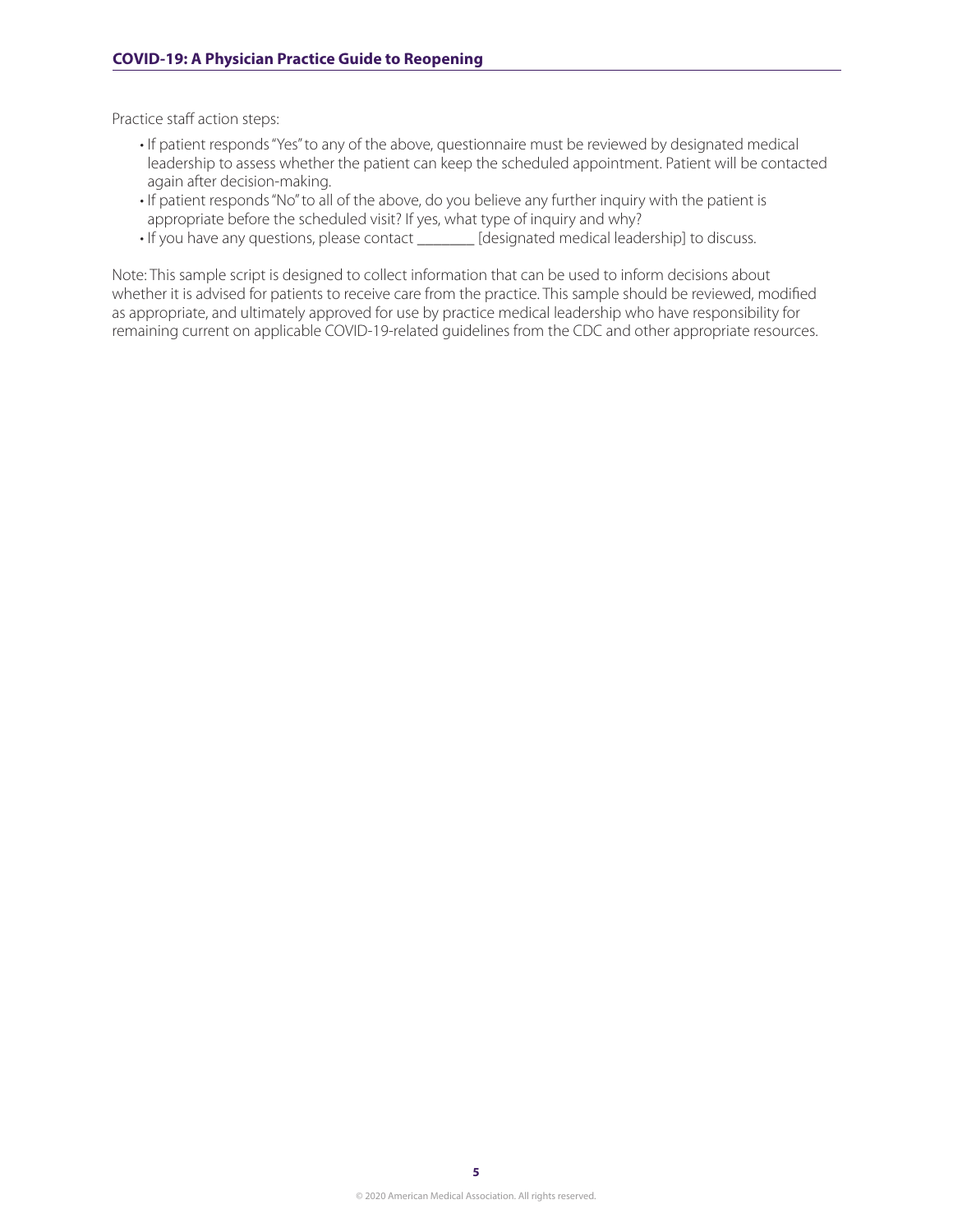Practice staff action steps:

- If patient responds "Yes" to any of the above, questionnaire must be reviewed by designated medical leadership to assess whether the patient can keep the scheduled appointment. Patient will be contacted again after decision-making.
- If patient responds "No" to all of the above, do you believe any further inquiry with the patient is appropriate before the scheduled visit? If yes, what type of inquiry and why?
- If you have any questions, please contact ________ [designated medical leadership] to discuss.

Note: This sample script is designed to collect information that can be used to inform decisions about whether it is advised for patients to receive care from the practice. This sample should be reviewed, modified as appropriate, and ultimately approved for use by practice medical leadership who have responsibility for remaining current on applicable COVID-19-related guidelines from the CDC and other appropriate resources.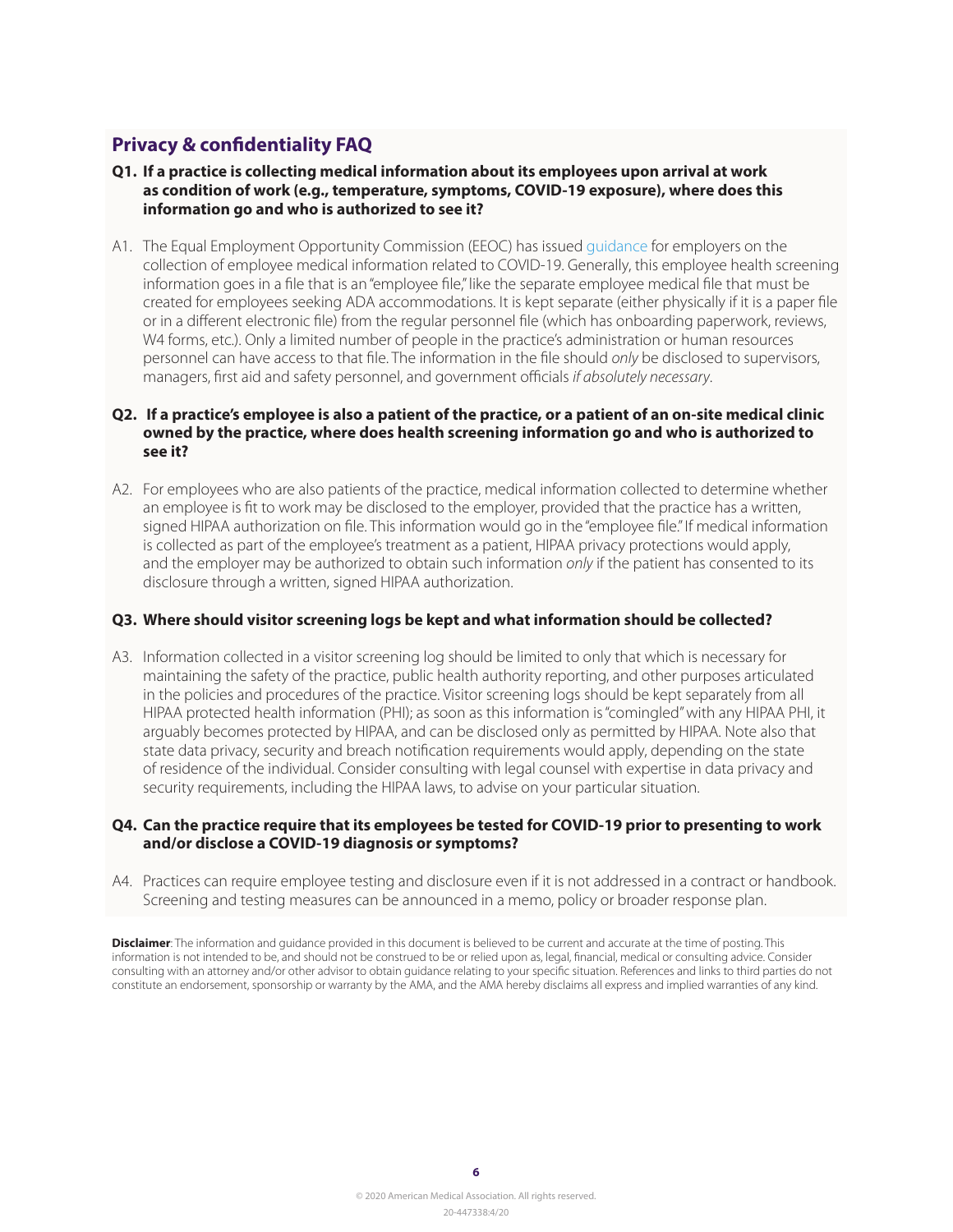## Privacy & confidentiality FAQ

**Q1. If a practice is collecting medical information about its employees upon arrival at work as condition of work (e.g., temperature, symptoms, COVID-19 exposure), where does this information go and who is authorized to see it?**

A1. The Equal Employment Opportunity Commission (EEOC) has issued guidance for employers on the collection of employee medical information related to COVID-19. Generally, this employee health screening information goes in a file that is an "employee file," like the separate employee medical file that must be created for employees seeking ADA accommodations. It is kept separate (either physically if it is a paper file or in a different electronic file) from the regular personnel file (which has onboarding paperwork, reviews, W4 forms, etc.). Only a limited number of people in the practice's administration or human resources personnel can have access to that file. The information in the file should *only* be disclosed to supervisors, managers, first aid and safety personnel, and government officials *if absolutely necessary*.

**Q2. If a practice's employee is also a patient of the practice, or a patient of an on-site medical clinic owned by the practice, where does health screening information go and who is authorized to see it?**

A2. For employees who are also patients of the practice, medical information collected to determine whether an employee is fit to work may be disclosed to the employer, provided that the practice has a written, signed HIPAA authorization on file. This information would go in the "employee file." If medical information is collected as part of the employee's treatment as a patient, HIPAA privacy protections would apply, and the employer may be authorized to obtain such information *only* if the patient has consented to its disclosure through a written, signed HIPAA authorization.

**Q3. Where should visitor screening logs be kept and what information should be collected?**

A3. Information collected in a visitor screening log should be limited to only that which is necessary for maintaining the safety of the practice, public health authority reporting, and other purposes articulated in the policies and procedures of the practice. Visitor screening logs should be kept separately from all HIPAA protected health information (PHI); as soon as this information is "comingled" with any HIPAA PHI, it arguably becomes protected by HIPAA, and can be disclosed only as permitted by HIPAA. Note also that state data privacy, security and breach notification requirements would apply, depending on the state of residence of the individual. Consider consulting with legal counsel with expertise in data privacy and security requirements, including the HIPAA laws, to advise on your particular situation.

**Q4. Can the practice require that its employees be tested for COVID-19 prior to presenting to work and/or disclose a COVID-19 diagnosis or symptoms?**

A4. Practices can require employee testing and disclosure even if it is not addressed in a contract or handbook. Screening and testing measures can be announced in a memo, policy or broader response plan.

**Disclaimer**: The information and guidance provided in this document is believed to be current and accurate at the time of posting. This information is not intended to be, and should not be construed to be or relied upon as, legal, financial, medical or consulting advice. Consider consulting with an attorney and/or other advisor to obtain guidance relating to your specific situation. References and links to third parties do not constitute an endorsement, sponsorship or warranty by the AMA, and the AMA hereby disclaims all express and implied warranties of any kind.

© 2020 American Medical Association. All rights reserved.
20-447338:4/20